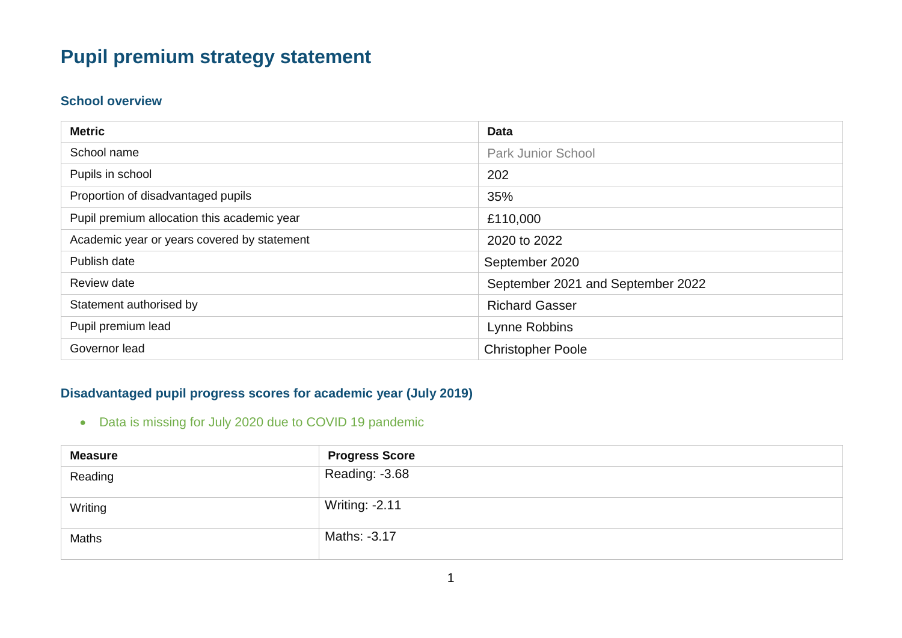# Pupil premium strategy statement

## School overview

| Metric | Data |
|---|---|
| School name | Park Junior School |
| Pupils in school | 202 |
| Proportion of disadvantaged pupils | 35% |
| Pupil premium allocation this academic year | £110,000 |
| Academic year or years covered by statement | 2020 to 2022 |
| Publish date | September 2020 |
| Review date | September 2021 and September 2022 |
| Statement authorised by | Richard Gasser |
| Pupil premium lead | Lynne Robbins |
| Governor lead | Christopher Poole |

## Disadvantaged pupil progress scores for academic year (July 2019)

- Data is missing for July 2020 due to COVID 19 pandemic

| Measure | Progress Score |
|---|---|
| Reading | Reading: -3.68 |
| Writing | Writing: -2.11 |
| Maths | Maths: -3.17 |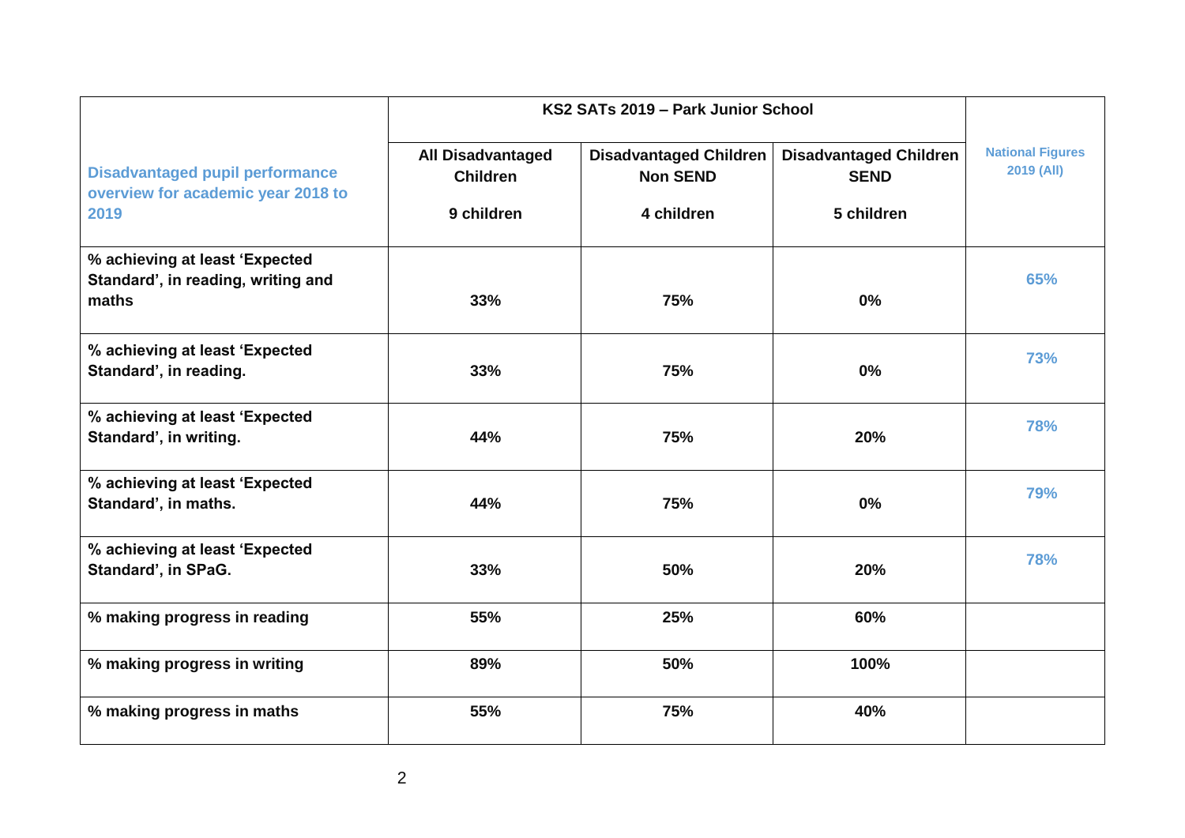| Disadvantaged pupil performance overview for academic year 2018 to 2019 | KS2 SATs 2019 – Park Junior School | | | National Figures 2019 (All) |
|---|---|---|---|---|
| | **All Disadvantaged Children**<br><br>**9 children** | **Disadvantaged Children Non SEND**<br><br>**4 children** | **Disadvantaged Children SEND**<br><br>**5 children** | |
| **% achieving at least 'Expected Standard', in reading, writing and maths** | **33%** | **75%** | **0%** | **65%** |
| **% achieving at least 'Expected Standard', in reading.** | **33%** | **75%** | **0%** | **73%** |
| **% achieving at least 'Expected Standard', in writing.** | **44%** | **75%** | **20%** | **78%** |
| **% achieving at least 'Expected Standard', in maths.** | **44%** | **75%** | **0%** | **79%** |
| **% achieving at least 'Expected Standard', in SPaG.** | **33%** | **50%** | **20%** | **78%** |
| **% making progress in reading** | **55%** | **25%** | **60%** | |
| **% making progress in writing** | **89%** | **50%** | **100%** | |
| **% making progress in maths** | **55%** | **75%** | **40%** | |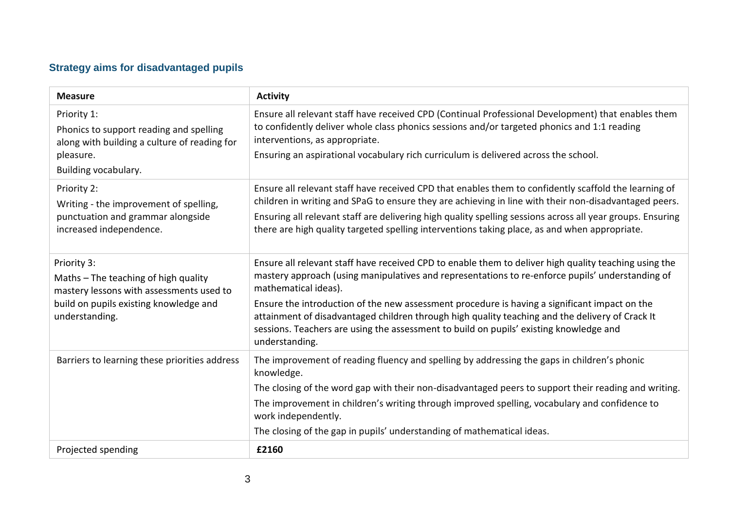## Strategy aims for disadvantaged pupils

| Measure | Activity |
|---|---|
| Priority 1:<br>Phonics to support reading and spelling along with building a culture of reading for pleasure.<br>Building vocabulary. | Ensure all relevant staff have received CPD (Continual Professional Development) that enables them to confidently deliver whole class phonics sessions and/or targeted phonics and 1:1 reading interventions, as appropriate.<br>Ensuring an aspirational vocabulary rich curriculum is delivered across the school. |
| Priority 2:<br>Writing - the improvement of spelling, punctuation and grammar alongside increased independence. | Ensure all relevant staff have received CPD that enables them to confidently scaffold the learning of children in writing and SPaG to ensure they are achieving in line with their non-disadvantaged peers.<br>Ensuring all relevant staff are delivering high quality spelling sessions across all year groups. Ensuring there are high quality targeted spelling interventions taking place, as and when appropriate. |
| Priority 3:<br>Maths – The teaching of high quality mastery lessons with assessments used to build on pupils existing knowledge and understanding. | Ensure all relevant staff have received CPD to enable them to deliver high quality teaching using the mastery approach (using manipulatives and representations to re-enforce pupils' understanding of mathematical ideas).<br>Ensure the introduction of the new assessment procedure is having a significant impact on the attainment of disadvantaged children through high quality teaching and the delivery of Crack It sessions. Teachers are using the assessment to build on pupils' existing knowledge and understanding. |
| Barriers to learning these priorities address | The improvement of reading fluency and spelling by addressing the gaps in children's phonic knowledge.<br>The closing of the word gap with their non-disadvantaged peers to support their reading and writing.<br>The improvement in children's writing through improved spelling, vocabulary and confidence to work independently.<br>The closing of the gap in pupils' understanding of mathematical ideas. |
| Projected spending | **£2160** |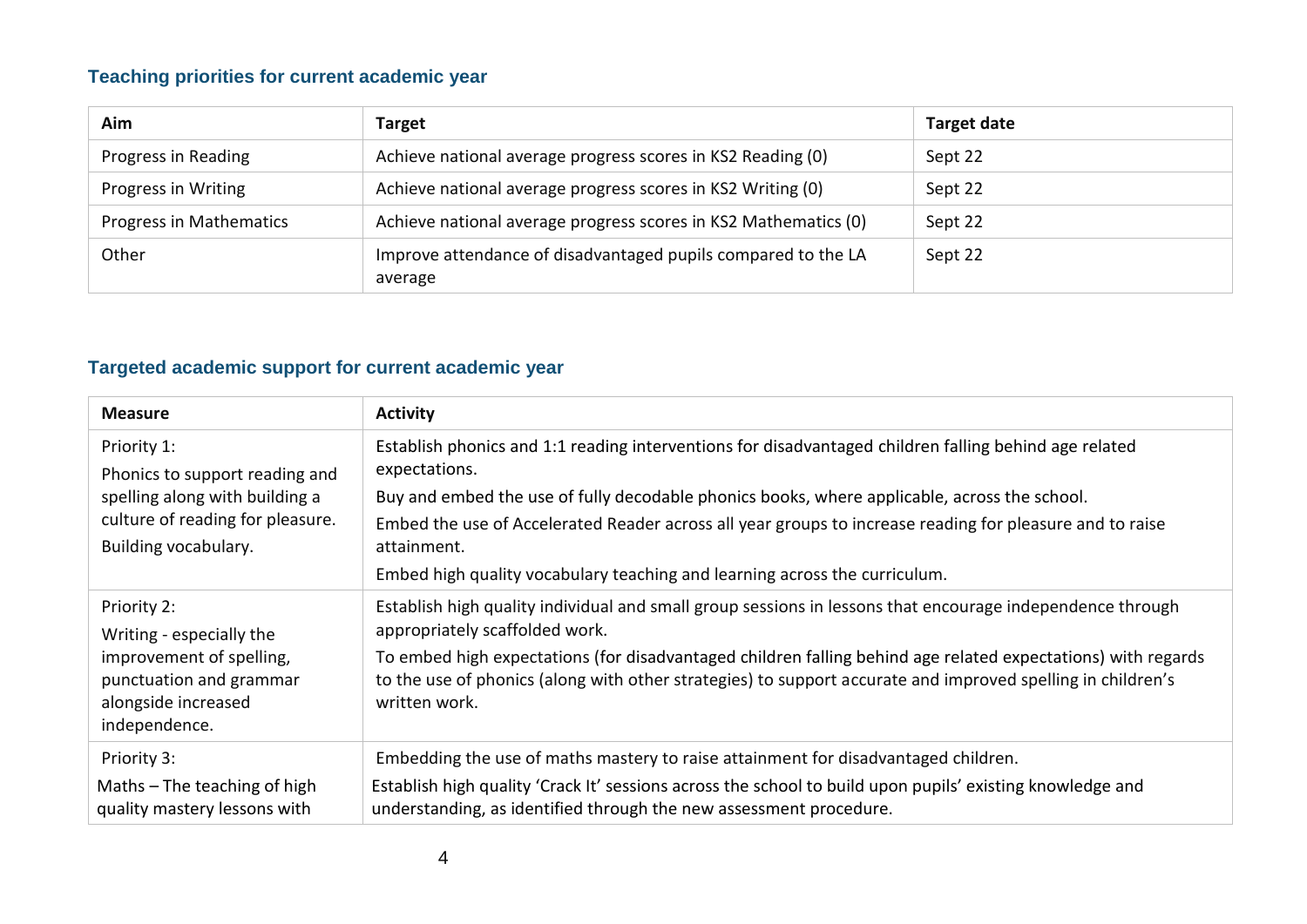### Teaching priorities for current academic year

| Aim | Target | Target date |
|---|---|---|
| Progress in Reading | Achieve national average progress scores in KS2 Reading (0) | Sept 22 |
| Progress in Writing | Achieve national average progress scores in KS2 Writing (0) | Sept 22 |
| Progress in Mathematics | Achieve national average progress scores in KS2 Mathematics (0) | Sept 22 |
| Other | Improve attendance of disadvantaged pupils compared to the LA average | Sept 22 |

### Targeted academic support for current academic year

| Measure | Activity |
|---|---|
| Priority 1:<br>Phonics to support reading and spelling along with building a culture of reading for pleasure.<br>Building vocabulary. | Establish phonics and 1:1 reading interventions for disadvantaged children falling behind age related expectations.<br>Buy and embed the use of fully decodable phonics books, where applicable, across the school.<br>Embed the use of Accelerated Reader across all year groups to increase reading for pleasure and to raise attainment.<br>Embed high quality vocabulary teaching and learning across the curriculum. |
| Priority 2:<br>Writing - especially the improvement of spelling, punctuation and grammar alongside increased independence. | Establish high quality individual and small group sessions in lessons that encourage independence through appropriately scaffolded work.<br>To embed high expectations (for disadvantaged children falling behind age related expectations) with regards to the use of phonics (along with other strategies) to support accurate and improved spelling in children's written work. |
| Priority 3:<br>Maths – The teaching of high quality mastery lessons with | Embedding the use of maths mastery to raise attainment for disadvantaged children.<br>Establish high quality 'Crack It' sessions across the school to build upon pupils' existing knowledge and understanding, as identified through the new assessment procedure. |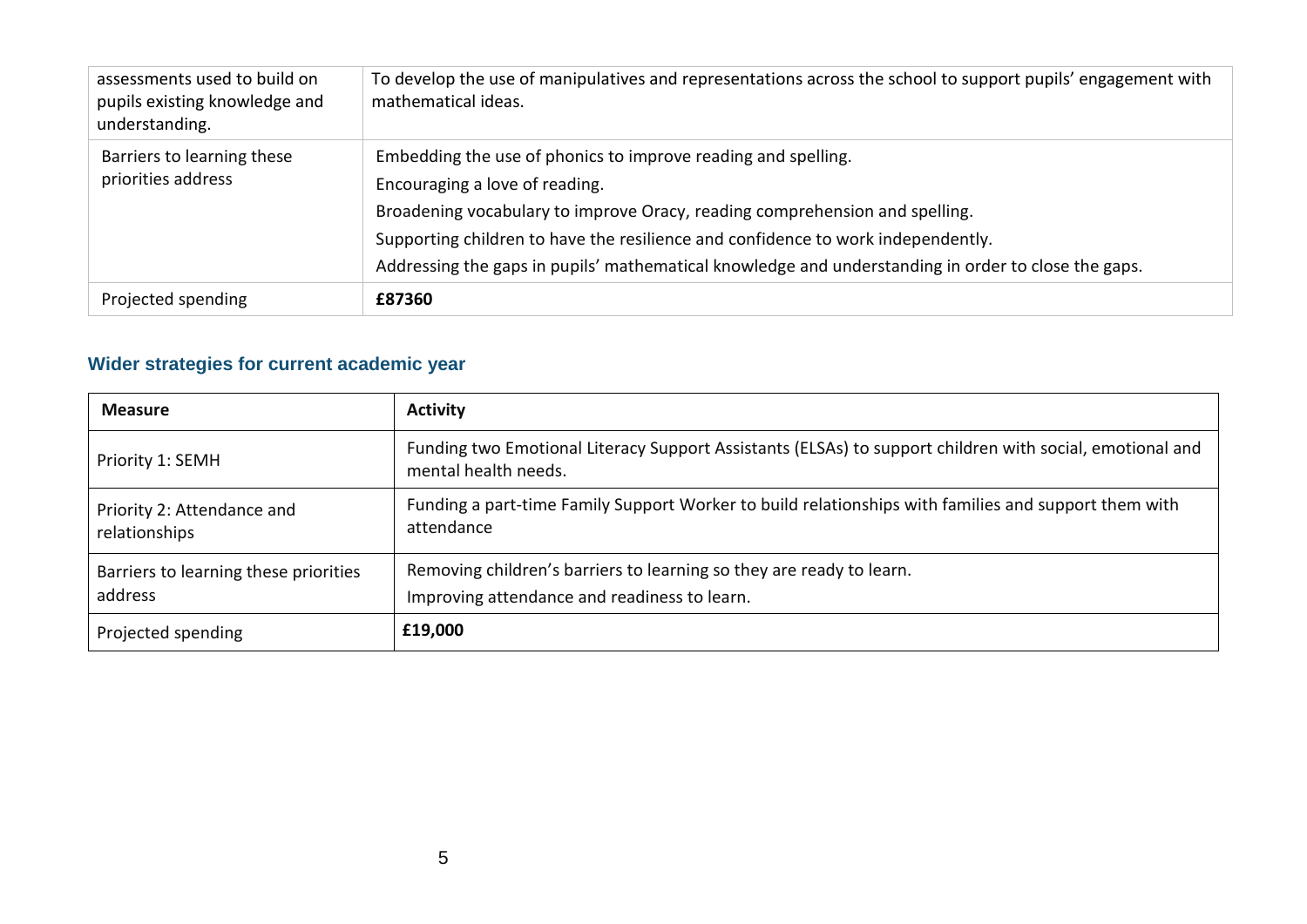| | |
|---|---|
| assessments used to build on pupils existing knowledge and understanding. | To develop the use of manipulatives and representations across the school to support pupils' engagement with mathematical ideas. |
| Barriers to learning these priorities address | Embedding the use of phonics to improve reading and spelling.<br>Encouraging a love of reading.<br>Broadening vocabulary to improve Oracy, reading comprehension and spelling.<br>Supporting children to have the resilience and confidence to work independently.<br>Addressing the gaps in pupils' mathematical knowledge and understanding in order to close the gaps. |
| Projected spending | **£87360** |

## Wider strategies for current academic year

| **Measure** | **Activity** |
|---|---|
| Priority 1: SEMH | Funding two Emotional Literacy Support Assistants (ELSAs) to support children with social, emotional and mental health needs. |
| Priority 2: Attendance and relationships | Funding a part-time Family Support Worker to build relationships with families and support them with attendance |
| Barriers to learning these priorities address | Removing children's barriers to learning so they are ready to learn.<br>Improving attendance and readiness to learn. |
| Projected spending | **£19,000** |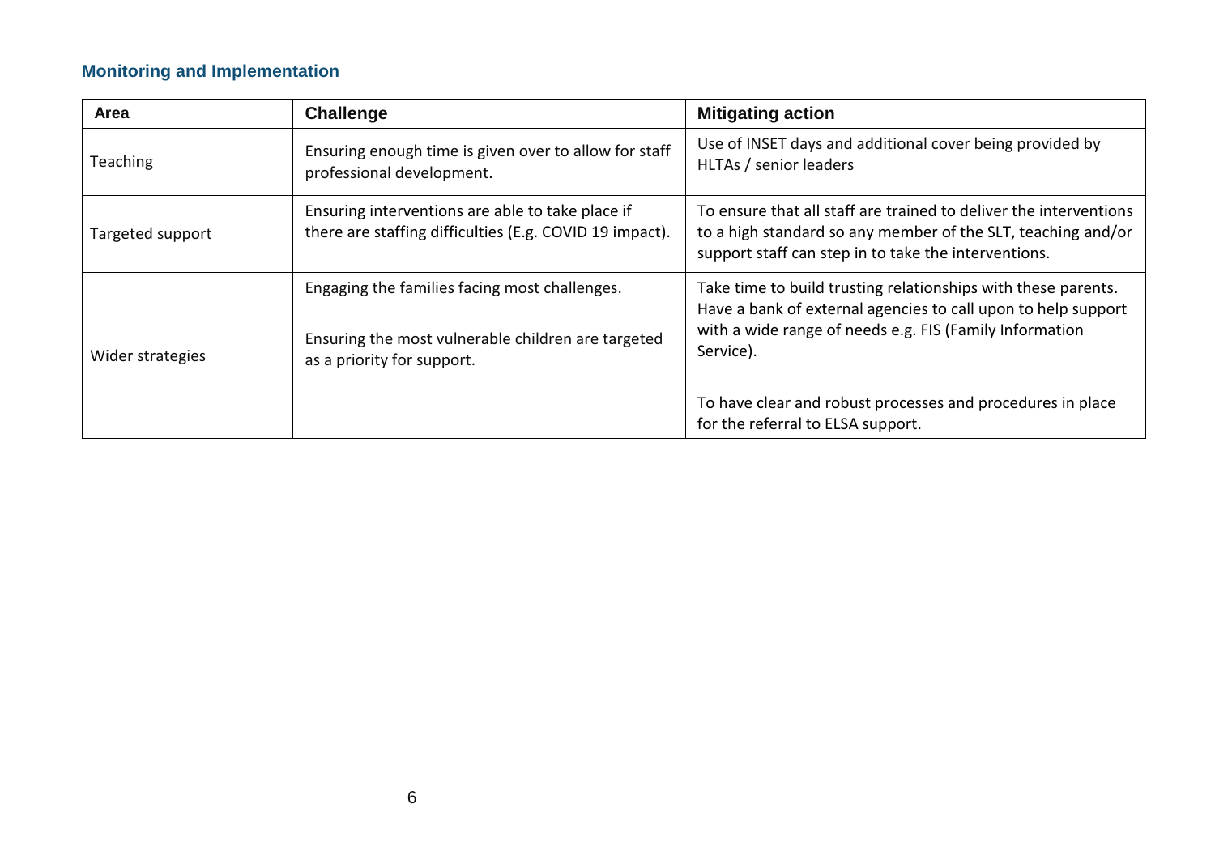## Monitoring and Implementation

| Area | Challenge | Mitigating action |
| --- | --- | --- |
| Teaching | Ensuring enough time is given over to allow for staff professional development. | Use of INSET days and additional cover being provided by HLTAs / senior leaders |
| Targeted support | Ensuring interventions are able to take place if there are staffing difficulties (E.g. COVID 19 impact). | To ensure that all staff are trained to deliver the interventions to a high standard so any member of the SLT, teaching and/or support staff can step in to take the interventions. |
| Wider strategies | Engaging the families facing most challenges.<br><br>Ensuring the most vulnerable children are targeted as a priority for support. | Take time to build trusting relationships with these parents. Have a bank of external agencies to call upon to help support with a wide range of needs e.g. FIS (Family Information Service).<br><br>To have clear and robust processes and procedures in place for the referral to ELSA support. |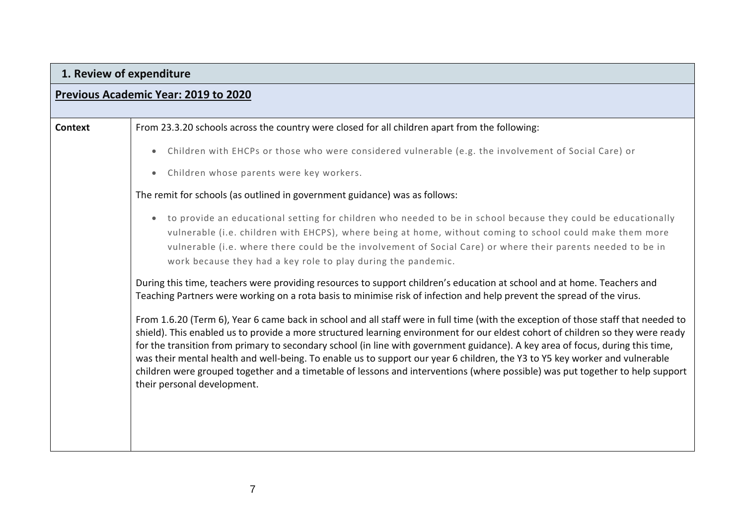| 1. Review of expenditure | |
|---|---|
| **Previous Academic Year: 2019 to 2020** | |
| **Context** | From 23.3.20 schools across the country were closed for all children apart from the following:<br><br>• Children with EHCPs or those who were considered vulnerable (e.g. the involvement of Social Care) or<br>• Children whose parents were key workers.<br><br>The remit for schools (as outlined in government guidance) was as follows:<br><br>• to provide an educational setting for children who needed to be in school because they could be educationally vulnerable (i.e. children with EHCPS), where being at home, without coming to school could make them more vulnerable (i.e. where there could be the involvement of Social Care) or where their parents needed to be in work because they had a key role to play during the pandemic.<br><br>During this time, teachers were providing resources to support children's education at school and at home. Teachers and Teaching Partners were working on a rota basis to minimise risk of infection and help prevent the spread of the virus.<br><br>From 1.6.20 (Term 6), Year 6 came back in school and all staff were in full time (with the exception of those staff that needed to shield). This enabled us to provide a more structured learning environment for our eldest cohort of children so they were ready for the transition from primary to secondary school (in line with government guidance). A key area of focus, during this time, was their mental health and well-being. To enable us to support our year 6 children, the Y3 to Y5 key worker and vulnerable children were grouped together and a timetable of lessons and interventions (where possible) was put together to help support their personal development. |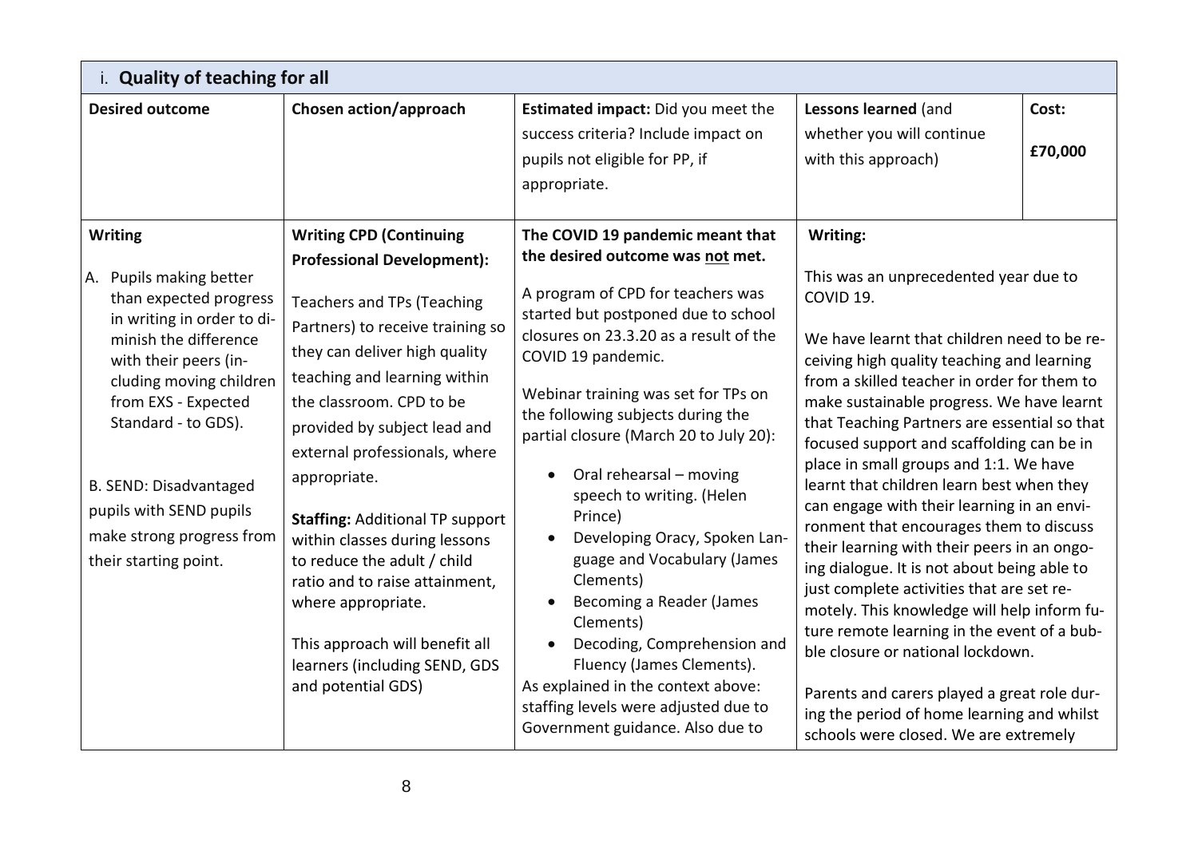| i. **Quality of teaching for all** | | | | |
|---|---|---|---|---|
| **Desired outcome** | **Chosen action/approach** | **Estimated impact:** Did you meet the success criteria? Include impact on pupils not eligible for PP, if appropriate. | **Lessons learned** (and whether you will continue with this approach) | **Cost:** **£70,000** |
| **Writing**<br><br>A. Pupils making better than expected progress in writing in order to diminish the difference with their peers (including moving children from EXS - Expected Standard - to GDS).<br><br>B. SEND: Disadvantaged pupils with SEND pupils make strong progress from their starting point. | **Writing CPD (Continuing Professional Development):**<br><br>Teachers and TPs (Teaching Partners) to receive training so they can deliver high quality teaching and learning within the classroom. CPD to be provided by subject lead and external professionals, where appropriate.<br><br>**Staffing:** Additional TP support within classes during lessons to reduce the adult / child ratio and to raise attainment, where appropriate.<br><br>This approach will benefit all learners (including SEND, GDS and potential GDS) | **The COVID 19 pandemic meant that the desired outcome was <u>not</u> met.**<br><br>A program of CPD for teachers was started but postponed due to school closures on 23.3.20 as a result of the COVID 19 pandemic.<br><br>Webinar training was set for TPs on the following subjects during the partial closure (March 20 to July 20):<br><br>• Oral rehearsal – moving speech to writing. (Helen Prince)<br>• Developing Oracy, Spoken Language and Vocabulary (James Clements)<br>• Becoming a Reader (James Clements)<br>• Decoding, Comprehension and Fluency (James Clements).<br><br>As explained in the context above: staffing levels were adjusted due to Government guidance. Also due to | **Writing:**<br><br>This was an unprecedented year due to COVID 19.<br><br>We have learnt that children need to be receiving high quality teaching and learning from a skilled teacher in order for them to make sustainable progress. We have learnt that Teaching Partners are essential so that focused support and scaffolding can be in place in small groups and 1:1. We have learnt that children learn best when they can engage with their learning in an environment that encourages them to discuss their learning with their peers in an ongoing dialogue. It is not about being able to just complete activities that are set remotely. This knowledge will help inform future remote learning in the event of a bubble closure or national lockdown.<br><br>Parents and carers played a great role during the period of home learning and whilst schools were closed. We are extremely | |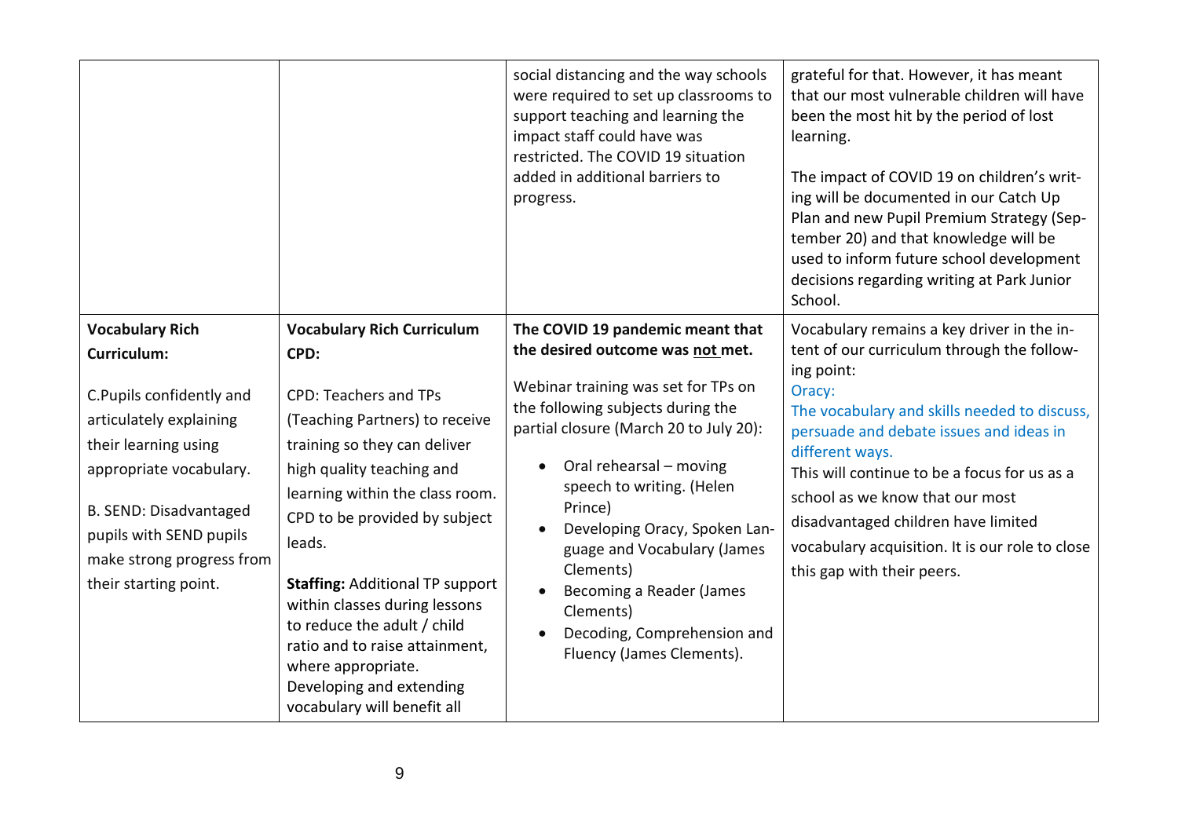|  |  |  |  |
|---|---|---|---|
|  |  | social distancing and the way schools were required to set up classrooms to support teaching and learning the impact staff could have was restricted. The COVID 19 situation added in additional barriers to progress. | grateful for that. However, it has meant that our most vulnerable children will have been the most hit by the period of lost learning.<br><br>The impact of COVID 19 on children's writing will be documented in our Catch Up Plan and new Pupil Premium Strategy (September 20) and that knowledge will be used to inform future school development decisions regarding writing at Park Junior School. |
| **Vocabulary Rich Curriculum:**<br><br>C.Pupils confidently and articulately explaining their learning using appropriate vocabulary.<br><br>B. SEND: Disadvantaged pupils with SEND pupils make strong progress from their starting point. | **Vocabulary Rich Curriculum CPD:**<br><br>CPD: Teachers and TPs (Teaching Partners) to receive training so they can deliver high quality teaching and learning within the class room. CPD to be provided by subject leads.<br><br>**Staffing:** Additional TP support within classes during lessons to reduce the adult / child ratio and to raise attainment, where appropriate. Developing and extending vocabulary will benefit all | **The COVID 19 pandemic meant that the desired outcome was <u>not</u> met.**<br><br>Webinar training was set for TPs on the following subjects during the partial closure (March 20 to July 20):<br><br>• Oral rehearsal – moving speech to writing. (Helen Prince)<br>• Developing Oracy, Spoken Language and Vocabulary (James Clements)<br>• Becoming a Reader (James Clements)<br>• Decoding, Comprehension and Fluency (James Clements). | Vocabulary remains a key driver in the intent of our curriculum through the following point:<br>Oracy:<br>The vocabulary and skills needed to discuss, persuade and debate issues and ideas in different ways.<br>This will continue to be a focus for us as a school as we know that our most disadvantaged children have limited vocabulary acquisition. It is our role to close this gap with their peers. |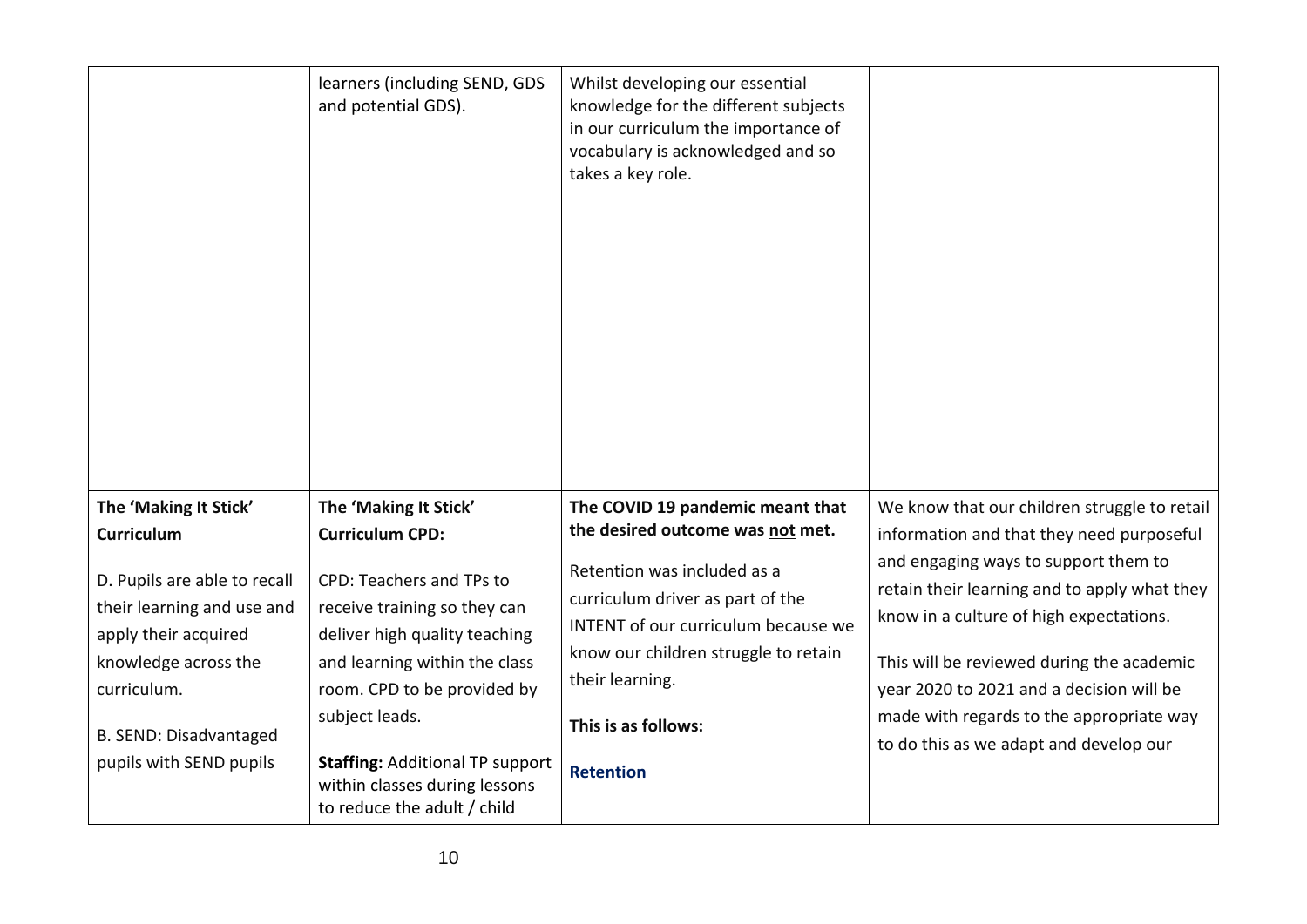|  |  |  |  |
|---|---|---|---|
|  | learners (including SEND, GDS and potential GDS). | Whilst developing our essential knowledge for the different subjects in our curriculum the importance of vocabulary is acknowledged and so takes a key role. |  |
| **The 'Making It Stick' Curriculum**<br><br>D. Pupils are able to recall their learning and use and apply their acquired knowledge across the curriculum.<br><br>B. SEND: Disadvantaged pupils with SEND pupils | **The 'Making It Stick' Curriculum CPD:**<br><br>CPD: Teachers and TPs to receive training so they can deliver high quality teaching and learning within the class room. CPD to be provided by subject leads.<br><br>**Staffing:** Additional TP support within classes during lessons to reduce the adult / child | **The COVID 19 pandemic meant that the desired outcome was <u>not</u> met.**<br><br>Retention was included as a curriculum driver as part of the INTENT of our curriculum because we know our children struggle to retain their learning.<br><br>**This is as follows:**<br><br>**Retention** | We know that our children struggle to retail information and that they need purposeful and engaging ways to support them to retain their learning and to apply what they know in a culture of high expectations.<br><br>This will be reviewed during the academic year 2020 to 2021 and a decision will be made with regards to the appropriate way to do this as we adapt and develop our |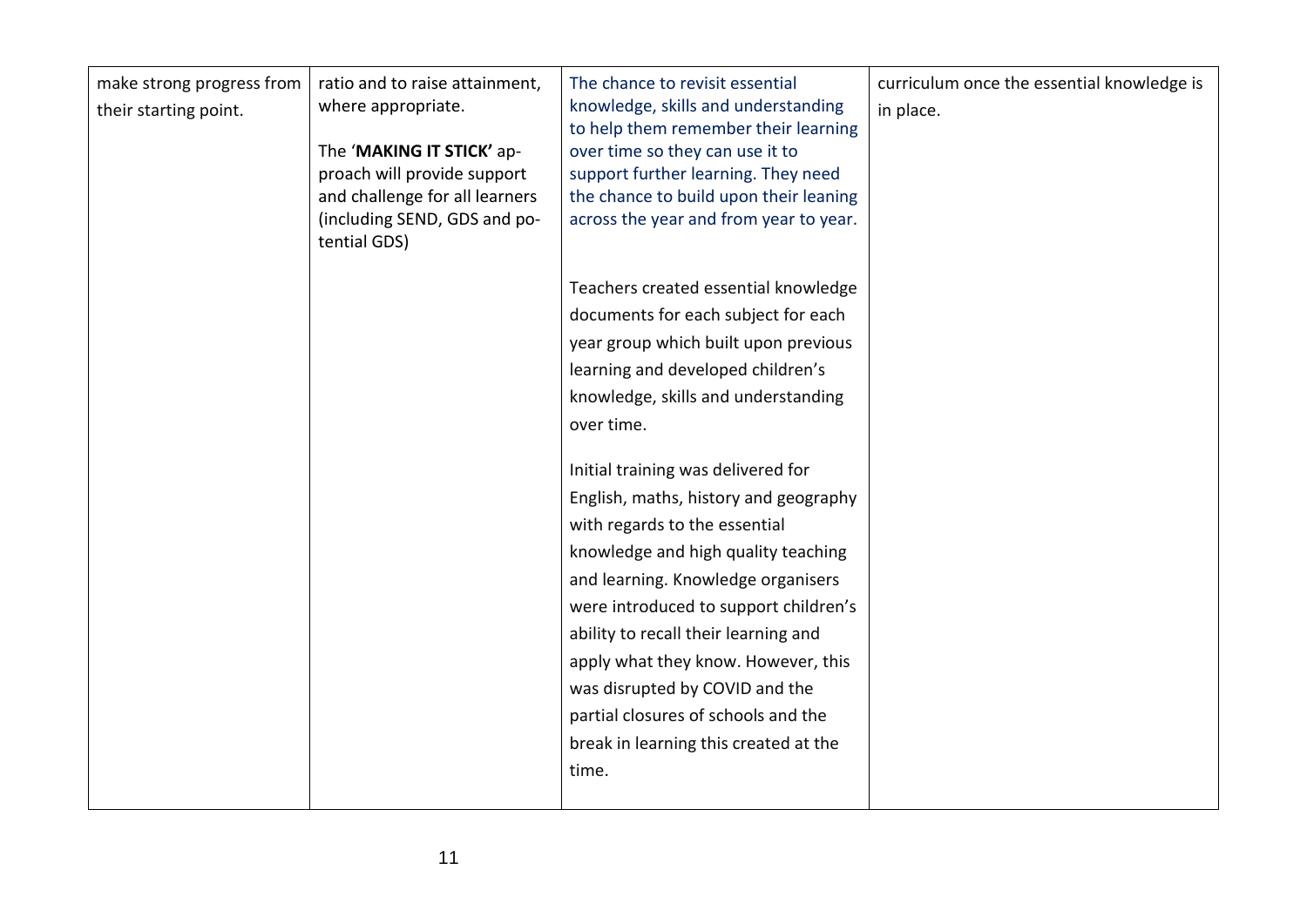| | | | |
|---|---|---|---|
| make strong progress from their starting point. | ratio and to raise attainment, where appropriate.<br><br>The '**MAKING IT STICK'** approach will provide support and challenge for all learners (including SEND, GDS and potential GDS) | The chance to revisit essential knowledge, skills and understanding to help them remember their learning over time so they can use it to support further learning. They need the chance to build upon their leaning across the year and from year to year.<br><br>Teachers created essential knowledge documents for each subject for each year group which built upon previous learning and developed children's knowledge, skills and understanding over time.<br><br>Initial training was delivered for English, maths, history and geography with regards to the essential knowledge and high quality teaching and learning. Knowledge organisers were introduced to support children's ability to recall their learning and apply what they know. However, this was disrupted by COVID and the partial closures of schools and the break in learning this created at the time. | curriculum once the essential knowledge is in place. |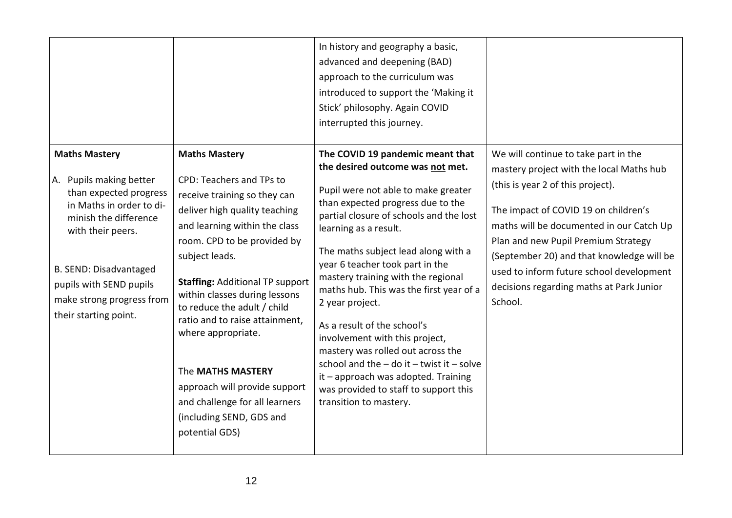| | | | |
|---|---|---|---|
| | | In history and geography a basic, advanced and deepening (BAD) approach to the curriculum was introduced to support the 'Making it Stick' philosophy. Again COVID interrupted this journey. | |
| **Maths Mastery**<br><br>A. Pupils making better than expected progress in Maths in order to diminish the difference with their peers.<br><br>B. SEND: Disadvantaged pupils with SEND pupils make strong progress from their starting point. | **Maths Mastery**<br><br>CPD: Teachers and TPs to receive training so they can deliver high quality teaching and learning within the class room. CPD to be provided by subject leads.<br><br>**Staffing:** Additional TP support within classes during lessons to reduce the adult / child ratio and to raise attainment, where appropriate.<br><br>The **MATHS MASTERY** approach will provide support and challenge for all learners (including SEND, GDS and potential GDS) | **The COVID 19 pandemic meant that the desired outcome was <u>not</u> met.**<br><br>Pupil were not able to make greater than expected progress due to the partial closure of schools and the lost learning as a result.<br><br>The maths subject lead along with a year 6 teacher took part in the mastery training with the regional maths hub. This was the first year of a 2 year project.<br><br>As a result of the school's involvement with this project, mastery was rolled out across the school and the – do it – twist it – solve it – approach was adopted. Training was provided to staff to support this transition to mastery. | We will continue to take part in the mastery project with the local Maths hub (this is year 2 of this project).<br><br>The impact of COVID 19 on children's maths will be documented in our Catch Up Plan and new Pupil Premium Strategy (September 20) and that knowledge will be used to inform future school development decisions regarding maths at Park Junior School. |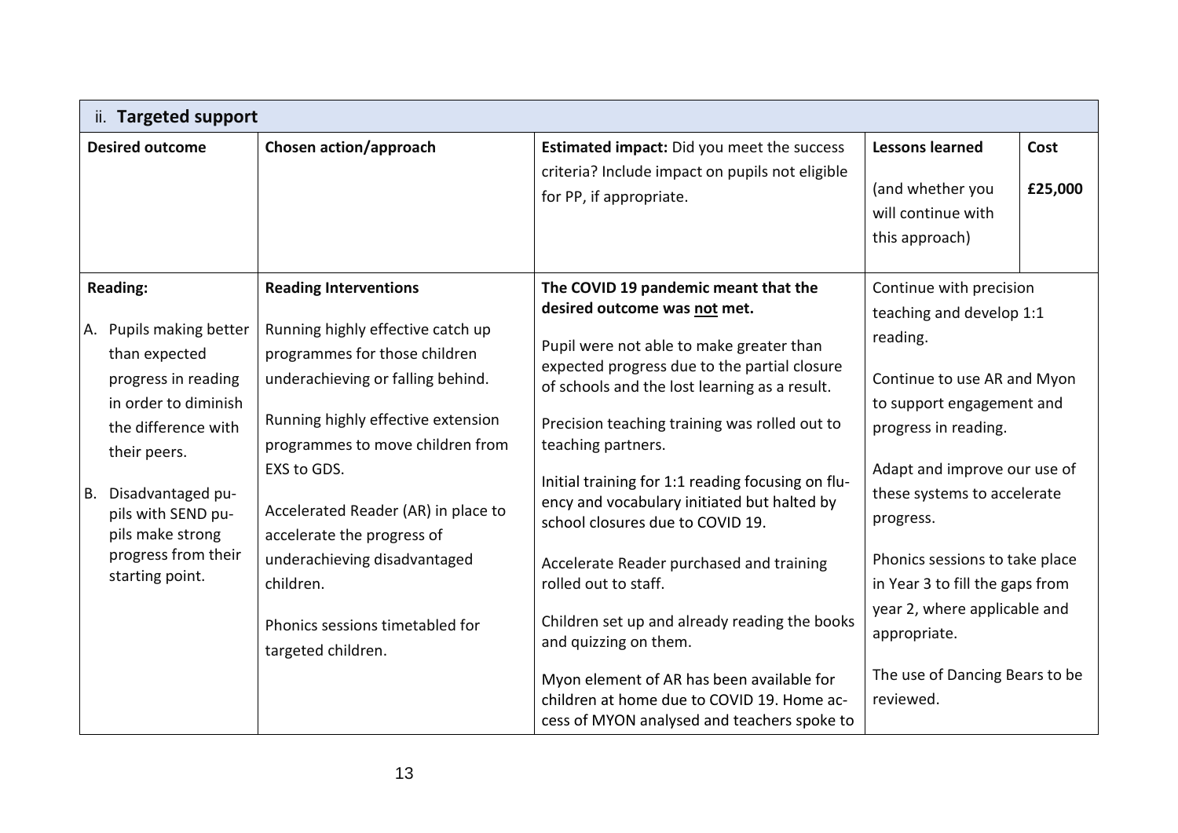| ii. **Targeted support** | | | | |
|---|---|---|---|---|
| **Desired outcome** | **Chosen action/approach** | **Estimated impact:** Did you meet the success criteria? Include impact on pupils not eligible for PP, if appropriate. | **Lessons learned** (and whether you will continue with this approach) | **Cost** **£25,000** |
| **Reading:**<br><br>A. Pupils making better than expected progress in reading in order to diminish the difference with their peers.<br><br>B. Disadvantaged pupils with SEND pupils make strong progress from their starting point. | **Reading Interventions**<br><br>Running highly effective catch up programmes for those children underachieving or falling behind.<br><br>Running highly effective extension programmes to move children from EXS to GDS.<br><br>Accelerated Reader (AR) in place to accelerate the progress of underachieving disadvantaged children.<br><br>Phonics sessions timetabled for targeted children. | **The COVID 19 pandemic meant that the desired outcome was <u>not</u> met.**<br><br>Pupil were not able to make greater than expected progress due to the partial closure of schools and the lost learning as a result.<br><br>Precision teaching training was rolled out to teaching partners.<br><br>Initial training for 1:1 reading focusing on fluency and vocabulary initiated but halted by school closures due to COVID 19.<br><br>Accelerate Reader purchased and training rolled out to staff.<br><br>Children set up and already reading the books and quizzing on them.<br><br>Myon element of AR has been available for children at home due to COVID 19. Home access of MYON analysed and teachers spoke to | Continue with precision teaching and develop 1:1 reading.<br><br>Continue to use AR and Myon to support engagement and progress in reading.<br><br>Adapt and improve our use of these systems to accelerate progress.<br><br>Phonics sessions to take place in Year 3 to fill the gaps from year 2, where applicable and appropriate.<br><br>The use of Dancing Bears to be reviewed. | |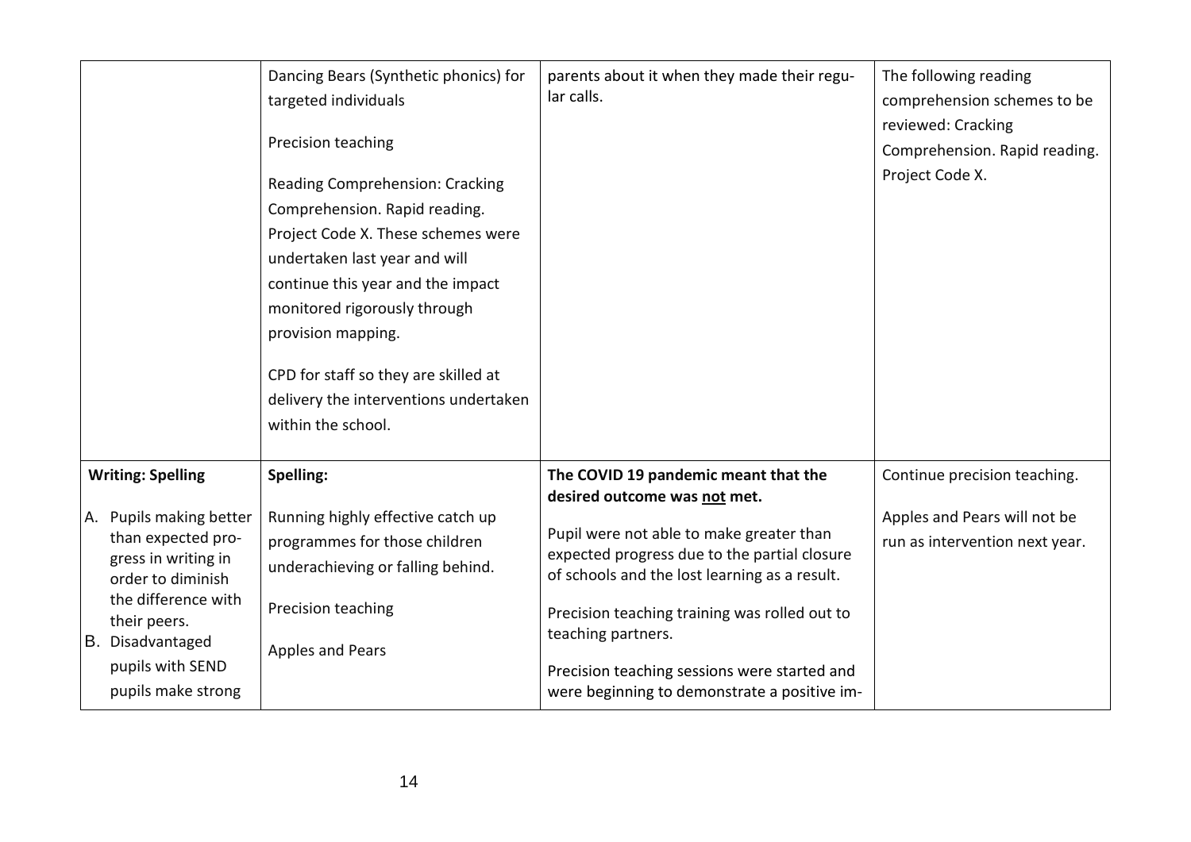| | | | |
|---|---|---|---|
| | Dancing Bears (Synthetic phonics) for targeted individuals<br><br>Precision teaching<br><br>Reading Comprehension: Cracking Comprehension. Rapid reading. Project Code X. These schemes were undertaken last year and will continue this year and the impact monitored rigorously through provision mapping.<br><br>CPD for staff so they are skilled at delivery the interventions undertaken within the school. | parents about it when they made their regular calls. | The following reading comprehension schemes to be reviewed: Cracking Comprehension. Rapid reading. Project Code X. |
| **Writing: Spelling**<br><br>A. Pupils making better than expected progress in writing in order to diminish the difference with their peers.<br>B. Disadvantaged pupils with SEND pupils make strong | **Spelling:**<br><br>Running highly effective catch up programmes for those children underachieving or falling behind.<br><br>Precision teaching<br><br>Apples and Pears | **The COVID 19 pandemic meant that the desired outcome was <u>not</u> met.**<br><br>Pupil were not able to make greater than expected progress due to the partial closure of schools and the lost learning as a result.<br><br>Precision teaching training was rolled out to teaching partners.<br><br>Precision teaching sessions were started and were beginning to demonstrate a positive im- | Continue precision teaching.<br><br>Apples and Pears will not be run as intervention next year. |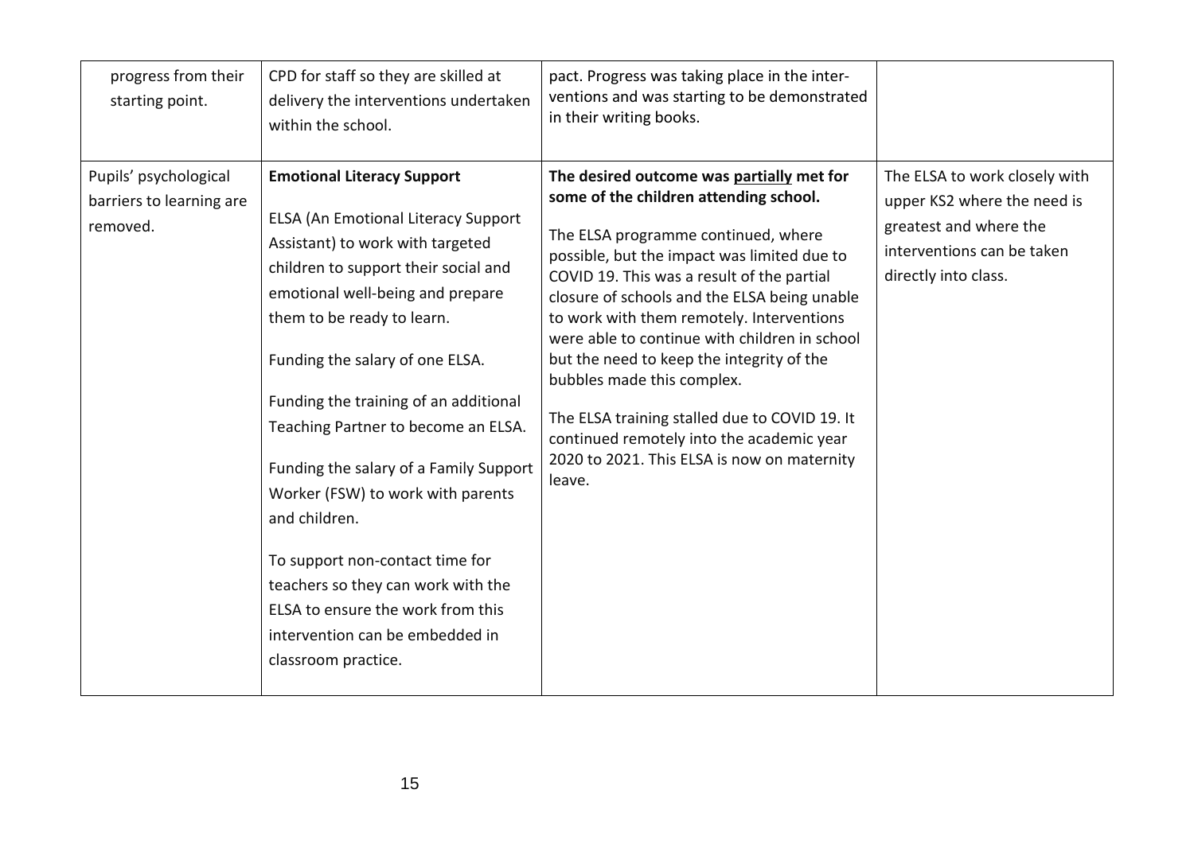| | | | |
|---|---|---|---|
| progress from their starting point. | CPD for staff so they are skilled at delivery the interventions undertaken within the school. | pact. Progress was taking place in the interventions and was starting to be demonstrated in their writing books. | |
| Pupils' psychological barriers to learning are removed. | **Emotional Literacy Support**<br><br>ELSA (An Emotional Literacy Support Assistant) to work with targeted children to support their social and emotional well-being and prepare them to be ready to learn.<br><br>Funding the salary of one ELSA.<br><br>Funding the training of an additional Teaching Partner to become an ELSA.<br><br>Funding the salary of a Family Support Worker (FSW) to work with parents and children.<br><br>To support non-contact time for teachers so they can work with the ELSA to ensure the work from this intervention can be embedded in classroom practice. | **The desired outcome was partially met for some of the children attending school.**<br><br>The ELSA programme continued, where possible, but the impact was limited due to COVID 19. This was a result of the partial closure of schools and the ELSA being unable to work with them remotely. Interventions were able to continue with children in school but the need to keep the integrity of the bubbles made this complex.<br><br>The ELSA training stalled due to COVID 19. It continued remotely into the academic year 2020 to 2021. This ELSA is now on maternity leave. | The ELSA to work closely with upper KS2 where the need is greatest and where the interventions can be taken directly into class. |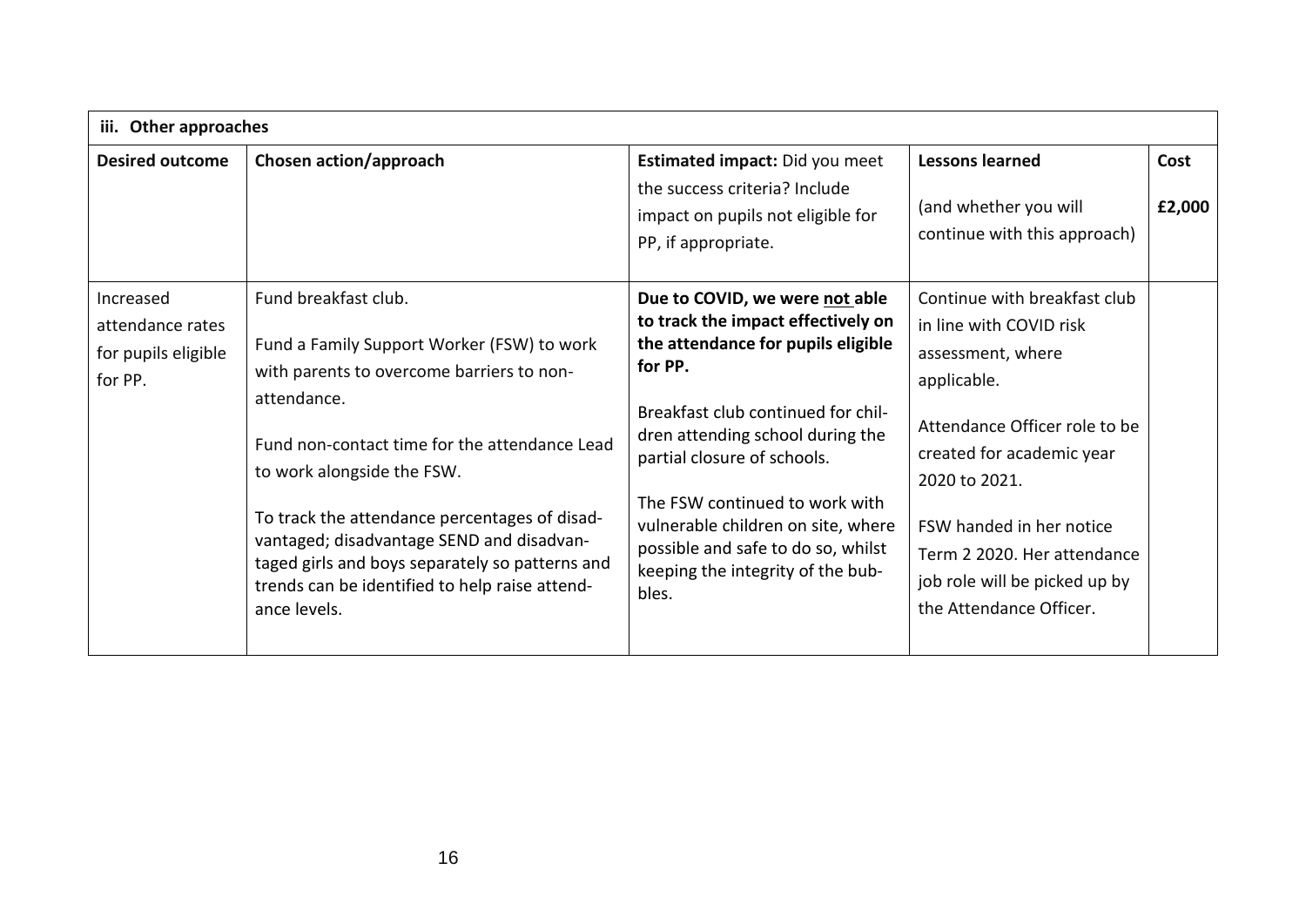| iii. Other approaches | | | | |
|---|---|---|---|---|
| **Desired outcome** | **Chosen action/approach** | **Estimated impact:** Did you meet the success criteria? Include impact on pupils not eligible for PP, if appropriate. | **Lessons learned**<br><br>(and whether you will continue with this approach) | **Cost**<br><br>**£2,000** |
| Increased attendance rates for pupils eligible for PP. | Fund breakfast club.<br><br>Fund a Family Support Worker (FSW) to work with parents to overcome barriers to non-attendance.<br><br>Fund non-contact time for the attendance Lead to work alongside the FSW.<br><br>To track the attendance percentages of disadvantaged; disadvantage SEND and disadvantaged girls and boys separately so patterns and trends can be identified to help raise attendance levels. | **Due to COVID, we were not able to track the impact effectively on the attendance for pupils eligible for PP.**<br><br>Breakfast club continued for children attending school during the partial closure of schools.<br><br>The FSW continued to work with vulnerable children on site, where possible and safe to do so, whilst keeping the integrity of the bubbles. | Continue with breakfast club in line with COVID risk assessment, where applicable.<br><br>Attendance Officer role to be created for academic year 2020 to 2021.<br><br>FSW handed in her notice Term 2 2020. Her attendance job role will be picked up by the Attendance Officer. | |